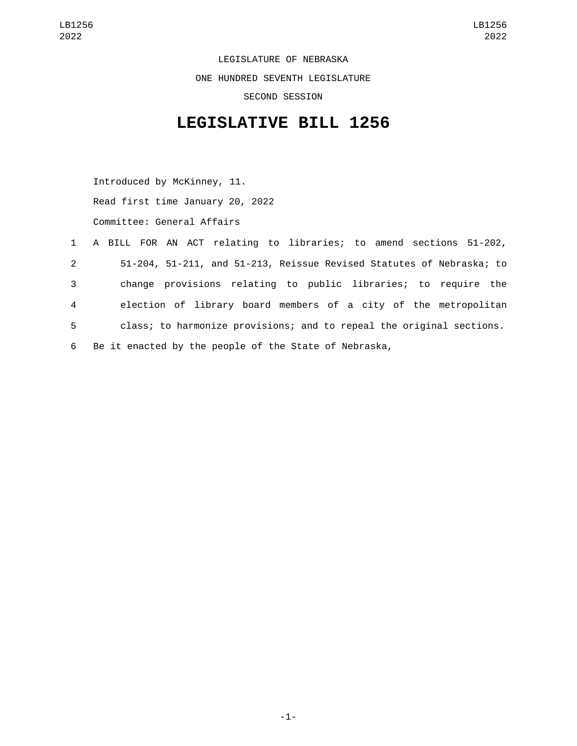LEGISLATURE OF NEBRASKA

ONE HUNDRED SEVENTH LEGISLATURE

SECOND SESSION

# LEGISLATIVE BILL 1256

Introduced by McKinney, 11.

Read first time January 20, 2022

Committee: General Affairs

1 A BILL FOR AN ACT relating to libraries; to amend sections 51-202,
2 51-204, 51-211, and 51-213, Reissue Revised Statutes of Nebraska; to
3 change provisions relating to public libraries; to require the
4 election of library board members of a city of the metropolitan
5 class; to harmonize provisions; and to repeal the original sections.
6 Be it enacted by the people of the State of Nebraska,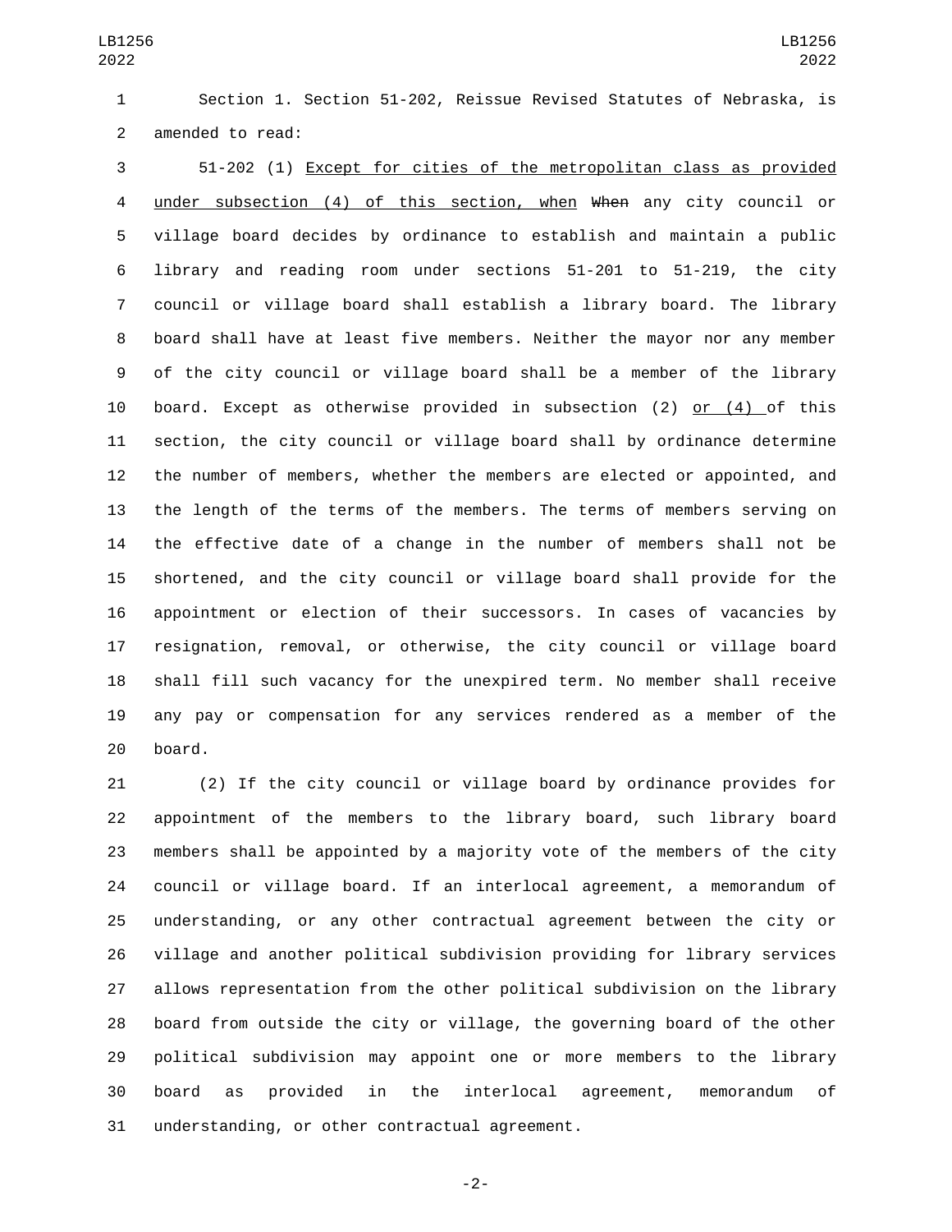Section 1. Section 51-202, Reissue Revised Statutes of Nebraska, is amended to read:

51-202 (1) Except for cities of the metropolitan class as provided under subsection (4) of this section, when ~~When~~ any city council or village board decides by ordinance to establish and maintain a public library and reading room under sections 51-201 to 51-219, the city council or village board shall establish a library board. The library board shall have at least five members. Neither the mayor nor any member of the city council or village board shall be a member of the library board. Except as otherwise provided in subsection (2) or (4) of this section, the city council or village board shall by ordinance determine the number of members, whether the members are elected or appointed, and the length of the terms of the members. The terms of members serving on the effective date of a change in the number of members shall not be shortened, and the city council or village board shall provide for the appointment or election of their successors. In cases of vacancies by resignation, removal, or otherwise, the city council or village board shall fill such vacancy for the unexpired term. No member shall receive any pay or compensation for any services rendered as a member of the board.

(2) If the city council or village board by ordinance provides for appointment of the members to the library board, such library board members shall be appointed by a majority vote of the members of the city council or village board. If an interlocal agreement, a memorandum of understanding, or any other contractual agreement between the city or village and another political subdivision providing for library services allows representation from the other political subdivision on the library board from outside the city or village, the governing board of the other political subdivision may appoint one or more members to the library board as provided in the interlocal agreement, memorandum of understanding, or other contractual agreement.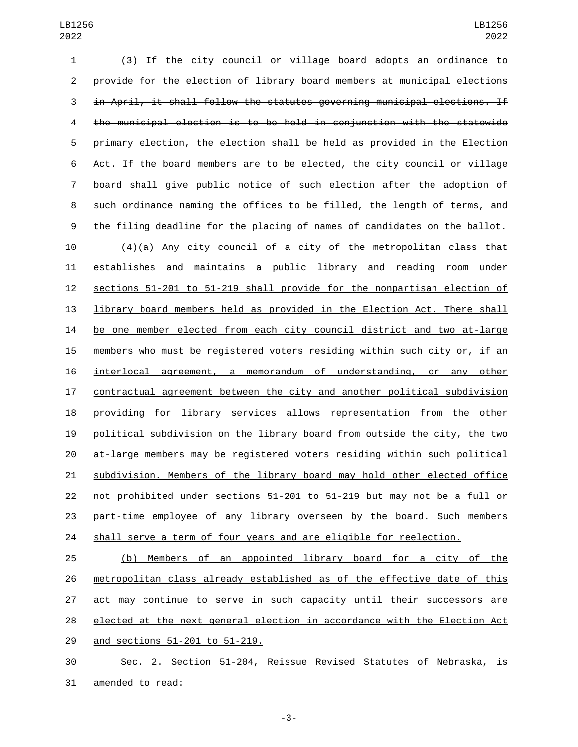(3) If the city council or village board adopts an ordinance to provide for the election of library board members ~~at municipal elections in April, it shall follow the statutes governing municipal elections. If the municipal election is to be held in conjunction with the statewide primary election~~, the election shall be held as provided in the Election Act. If the board members are to be elected, the city council or village board shall give public notice of such election after the adoption of such ordinance naming the offices to be filled, the length of terms, and the filing deadline for the placing of names of candidates on the ballot.

<u>(4)(a) Any city council of a city of the metropolitan class that establishes and maintains a public library and reading room under sections 51-201 to 51-219 shall provide for the nonpartisan election of library board members held as provided in the Election Act. There shall be one member elected from each city council district and two at-large members who must be registered voters residing within such city or, if an interlocal agreement, a memorandum of understanding, or any other contractual agreement between the city and another political subdivision providing for library services allows representation from the other political subdivision on the library board from outside the city, the two at-large members may be registered voters residing within such political subdivision. Members of the library board may hold other elected office not prohibited under sections 51-201 to 51-219 but may not be a full or part-time employee of any library overseen by the board. Such members shall serve a term of four years and are eligible for reelection.</u>

<u>(b) Members of an appointed library board for a city of the metropolitan class already established as of the effective date of this act may continue to serve in such capacity until their successors are elected at the next general election in accordance with the Election Act and sections 51-201 to 51-219.</u>

Sec. 2. Section 51-204, Reissue Revised Statutes of Nebraska, is amended to read: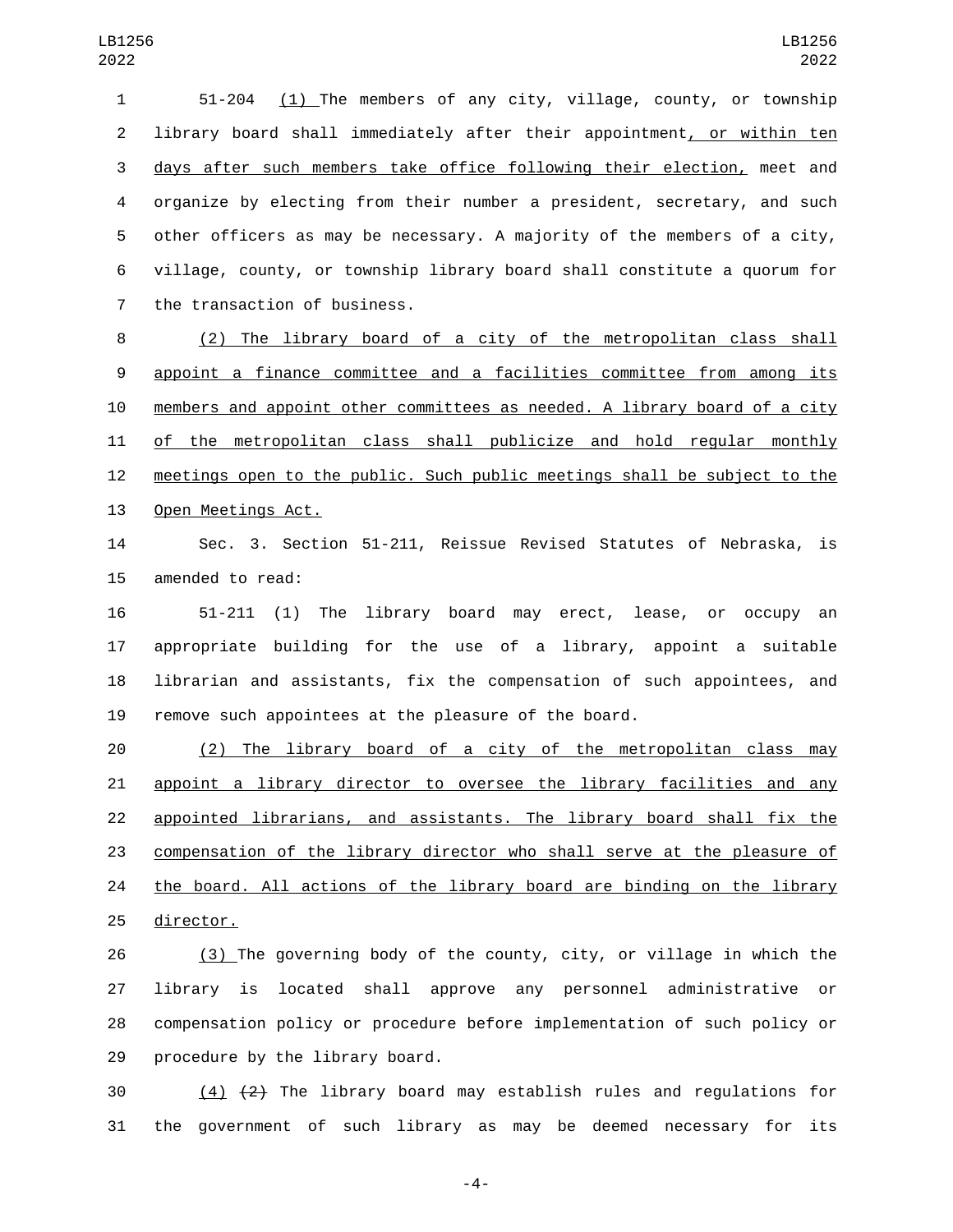51-204 (1) The members of any city, village, county, or township library board shall immediately after their appointment, or within ten days after such members take office following their election, meet and organize by electing from their number a president, secretary, and such other officers as may be necessary. A majority of the members of a city, village, county, or township library board shall constitute a quorum for the transaction of business.

(2) The library board of a city of the metropolitan class shall appoint a finance committee and a facilities committee from among its members and appoint other committees as needed. A library board of a city of the metropolitan class shall publicize and hold regular monthly meetings open to the public. Such public meetings shall be subject to the Open Meetings Act.

Sec. 3. Section 51-211, Reissue Revised Statutes of Nebraska, is amended to read:

51-211 (1) The library board may erect, lease, or occupy an appropriate building for the use of a library, appoint a suitable librarian and assistants, fix the compensation of such appointees, and remove such appointees at the pleasure of the board.

(2) The library board of a city of the metropolitan class may appoint a library director to oversee the library facilities and any appointed librarians, and assistants. The library board shall fix the compensation of the library director who shall serve at the pleasure of the board. All actions of the library board are binding on the library director.

(3) The governing body of the county, city, or village in which the library is located shall approve any personnel administrative or compensation policy or procedure before implementation of such policy or procedure by the library board.

(4) ~~(2)~~ The library board may establish rules and regulations for the government of such library as may be deemed necessary for its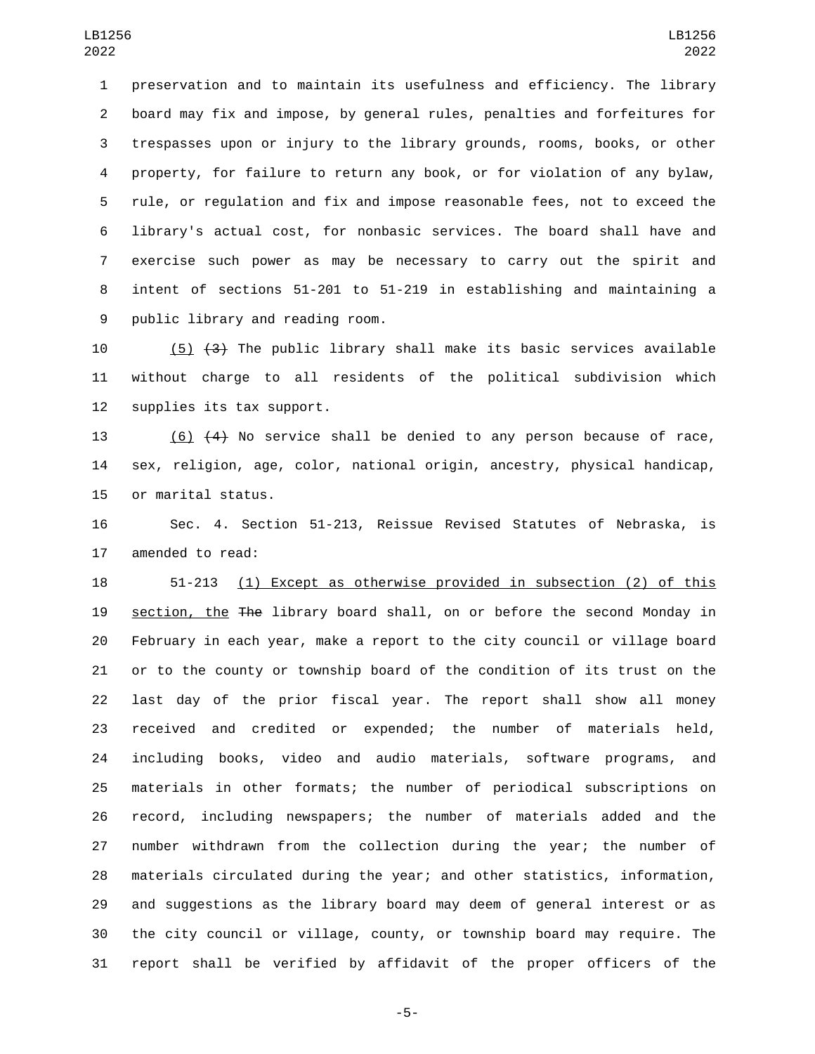preservation and to maintain its usefulness and efficiency. The library board may fix and impose, by general rules, penalties and forfeitures for trespasses upon or injury to the library grounds, rooms, books, or other property, for failure to return any book, or for violation of any bylaw, rule, or regulation and fix and impose reasonable fees, not to exceed the library's actual cost, for nonbasic services. The board shall have and exercise such power as may be necessary to carry out the spirit and intent of sections 51-201 to 51-219 in establishing and maintaining a public library and reading room.

(5) ~~(3)~~ The public library shall make its basic services available without charge to all residents of the political subdivision which supplies its tax support.

(6) ~~(4)~~ No service shall be denied to any person because of race, sex, religion, age, color, national origin, ancestry, physical handicap, or marital status.

Sec. 4. Section 51-213, Reissue Revised Statutes of Nebraska, is amended to read:

51-213 (1) Except as otherwise provided in subsection (2) of this section, the ~~The~~ library board shall, on or before the second Monday in February in each year, make a report to the city council or village board or to the county or township board of the condition of its trust on the last day of the prior fiscal year. The report shall show all money received and credited or expended; the number of materials held, including books, video and audio materials, software programs, and materials in other formats; the number of periodical subscriptions on record, including newspapers; the number of materials added and the number withdrawn from the collection during the year; the number of materials circulated during the year; and other statistics, information, and suggestions as the library board may deem of general interest or as the city council or village, county, or township board may require. The report shall be verified by affidavit of the proper officers of the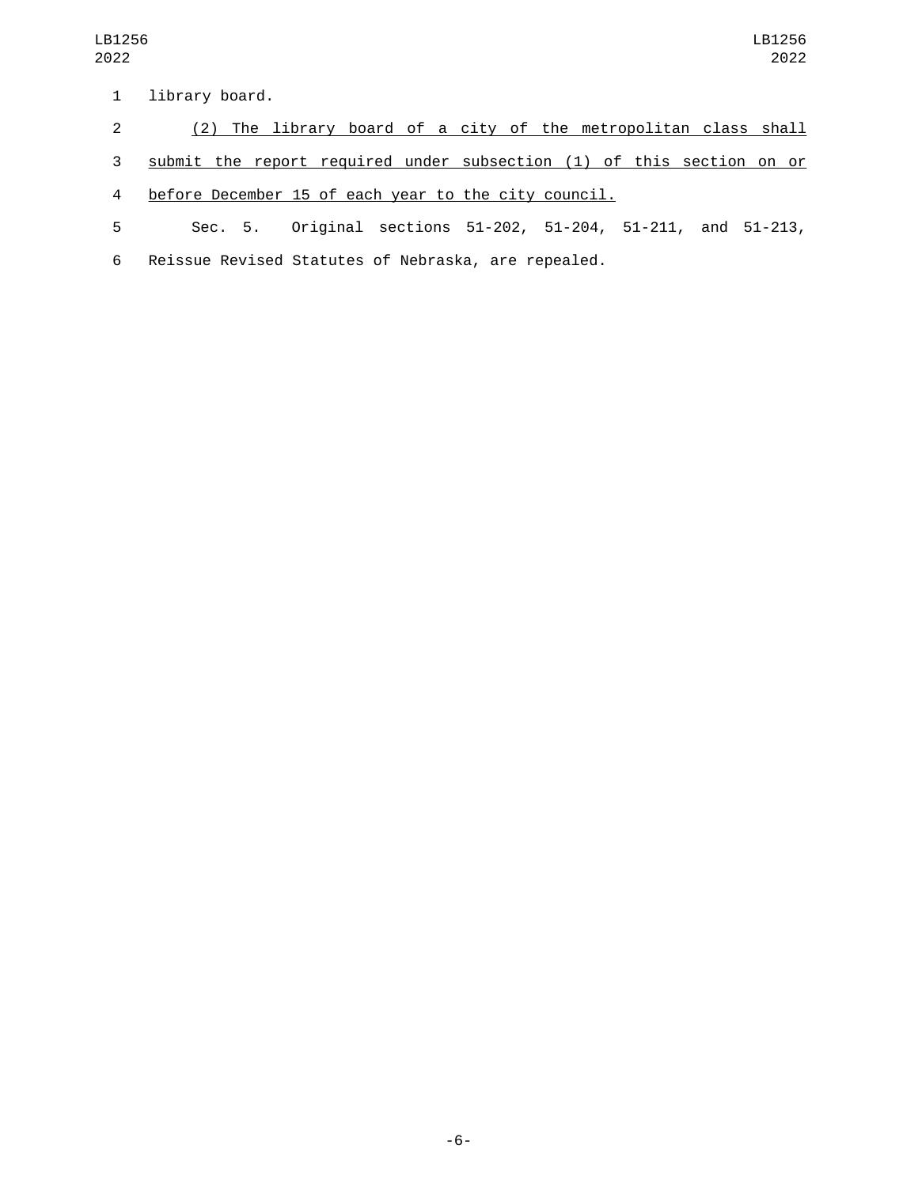library board.

(2) The library board of a city of the metropolitan class shall submit the report required under subsection (1) of this section on or before December 15 of each year to the city council.

Sec. 5. Original sections 51-202, 51-204, 51-211, and 51-213, Reissue Revised Statutes of Nebraska, are repealed.